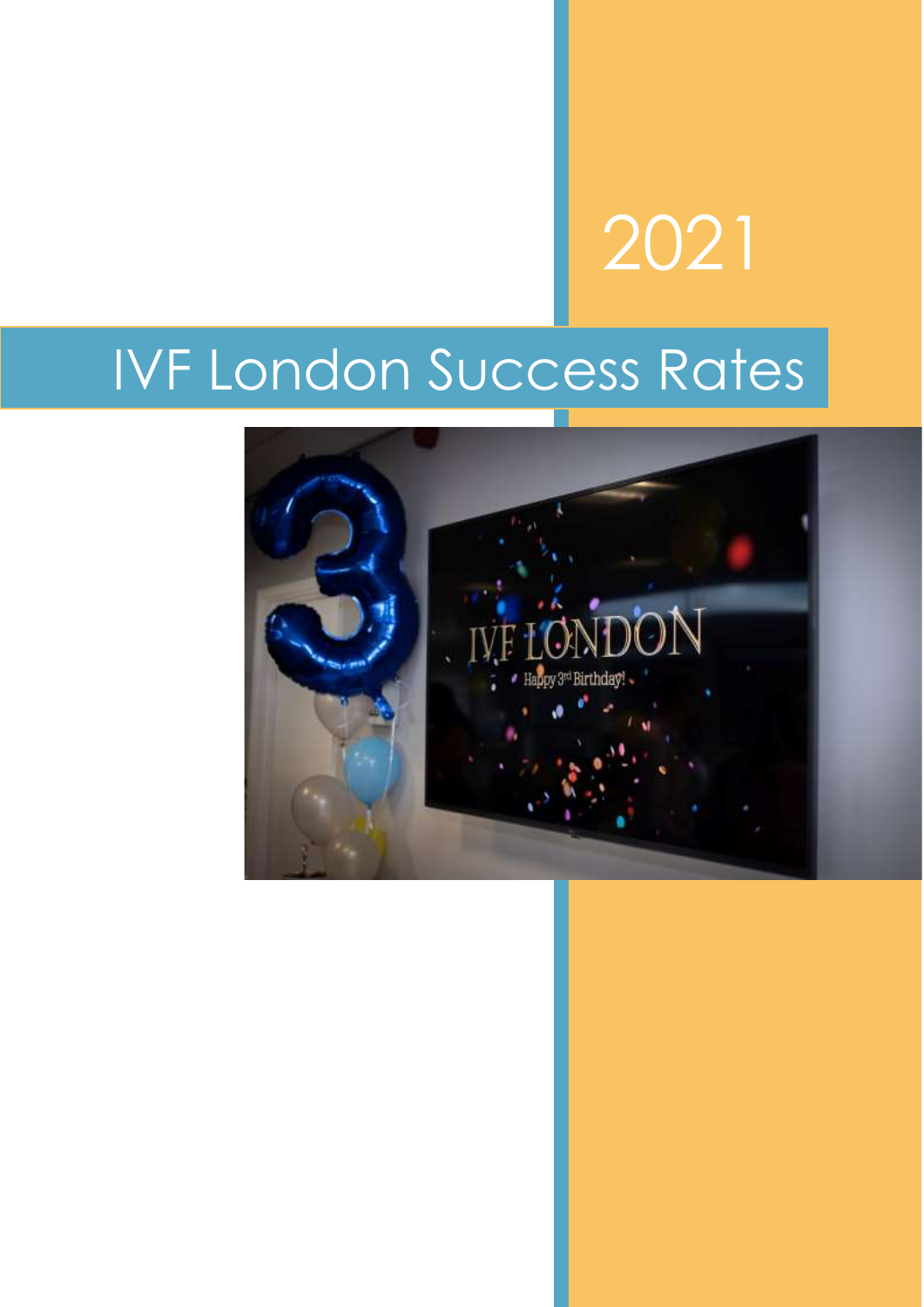2021

# IVF London Success Rates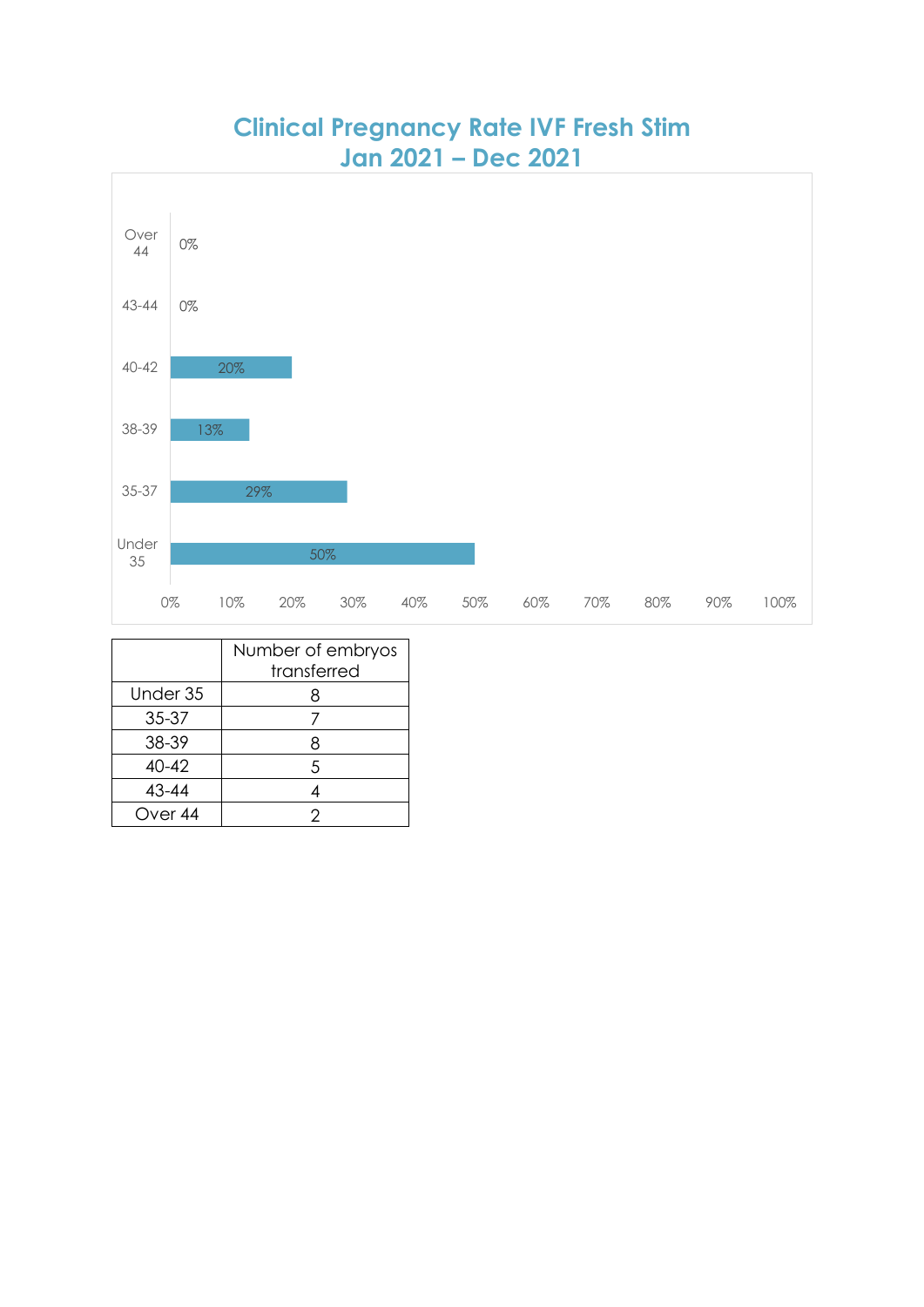# Clinical Pregnancy Rate IVF Fresh Stim
## Jan 2021 – Dec 2021

| Age group | Clinical Pregnancy Rate |
|---|---|
| Over 44 | 0% |
| 43-44 | 0% |
| 40-42 | 20% |
| 38-39 | 13% |
| 35-37 | 29% |
| Under 35 | 50% |

| | Number of embryos transferred |
|---|---|
| Under 35 | 8 |
| 35-37 | 7 |
| 38-39 | 8 |
| 40-42 | 5 |
| 43-44 | 4 |
| Over 44 | 2 |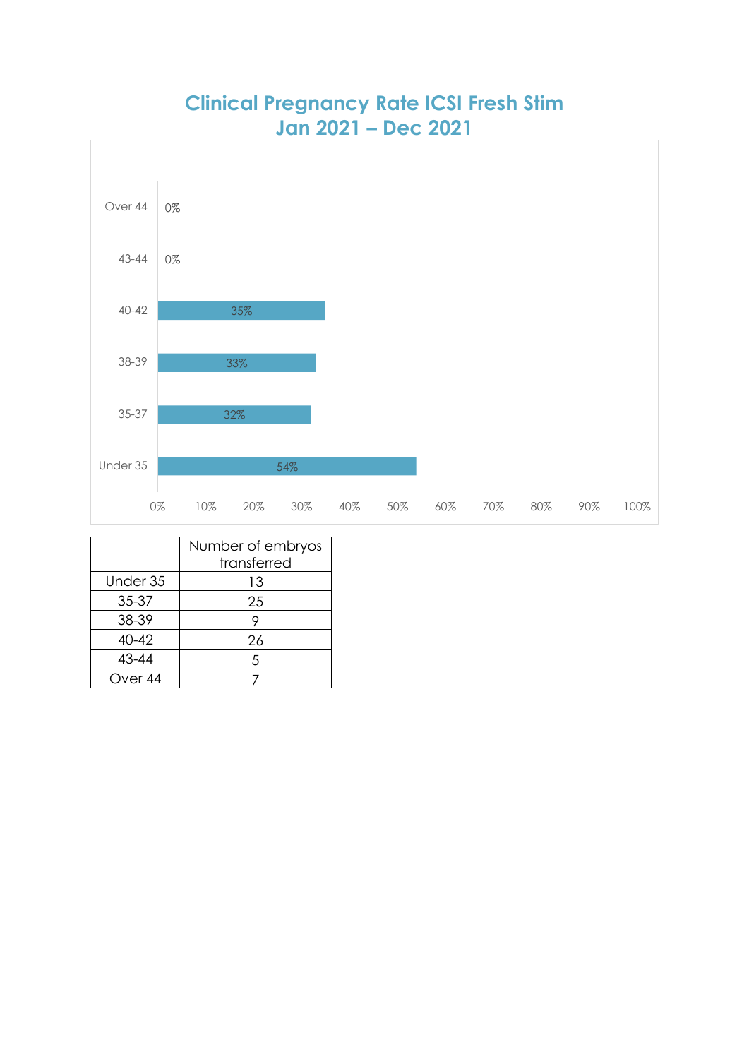## Clinical Pregnancy Rate ICSI Fresh Stim
## Jan 2021 – Dec 2021

| Age group | Clinical Pregnancy Rate |
|---|---|
| Over 44 | 0% |
| 43-44 | 0% |
| 40-42 | 35% |
| 38-39 | 33% |
| 35-37 | 32% |
| Under 35 | 54% |

| | Number of embryos transferred |
|---|---|
| Under 35 | 13 |
| 35-37 | 25 |
| 38-39 | 9 |
| 40-42 | 26 |
| 43-44 | 5 |
| Over 44 | 7 |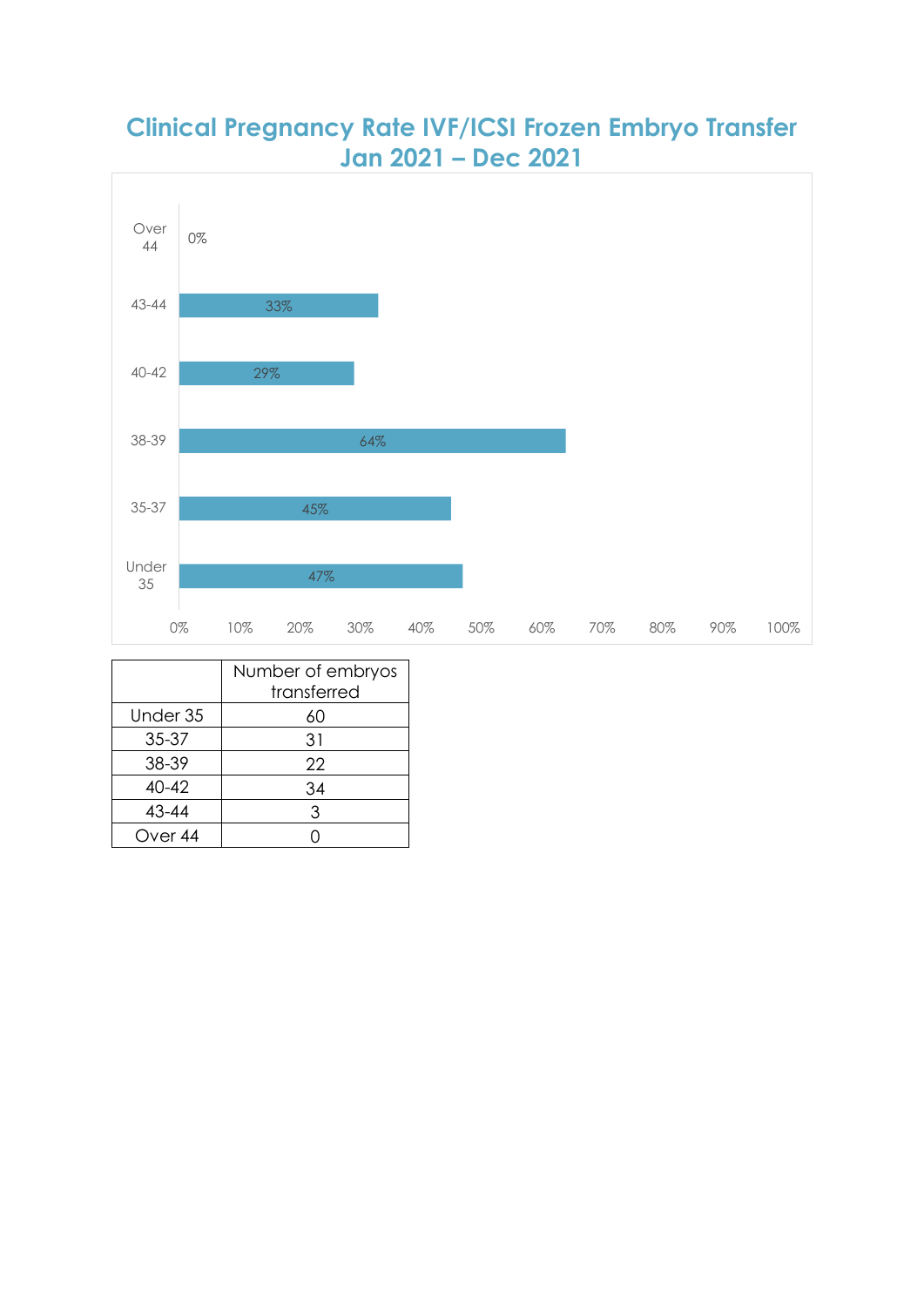# Clinical Pregnancy Rate IVF/ICSI Frozen Embryo Transfer
## Jan 2021 – Dec 2021

| Age group | Clinical pregnancy rate |
|---|---|
| Over 44 | 0% |
| 43-44 | 33% |
| 40-42 | 29% |
| 38-39 | 64% |
| 35-37 | 45% |
| Under 35 | 47% |

| | Number of embryos transferred |
|---|---|
| Under 35 | 60 |
| 35-37 | 31 |
| 38-39 | 22 |
| 40-42 | 34 |
| 43-44 | 3 |
| Over 44 | 0 |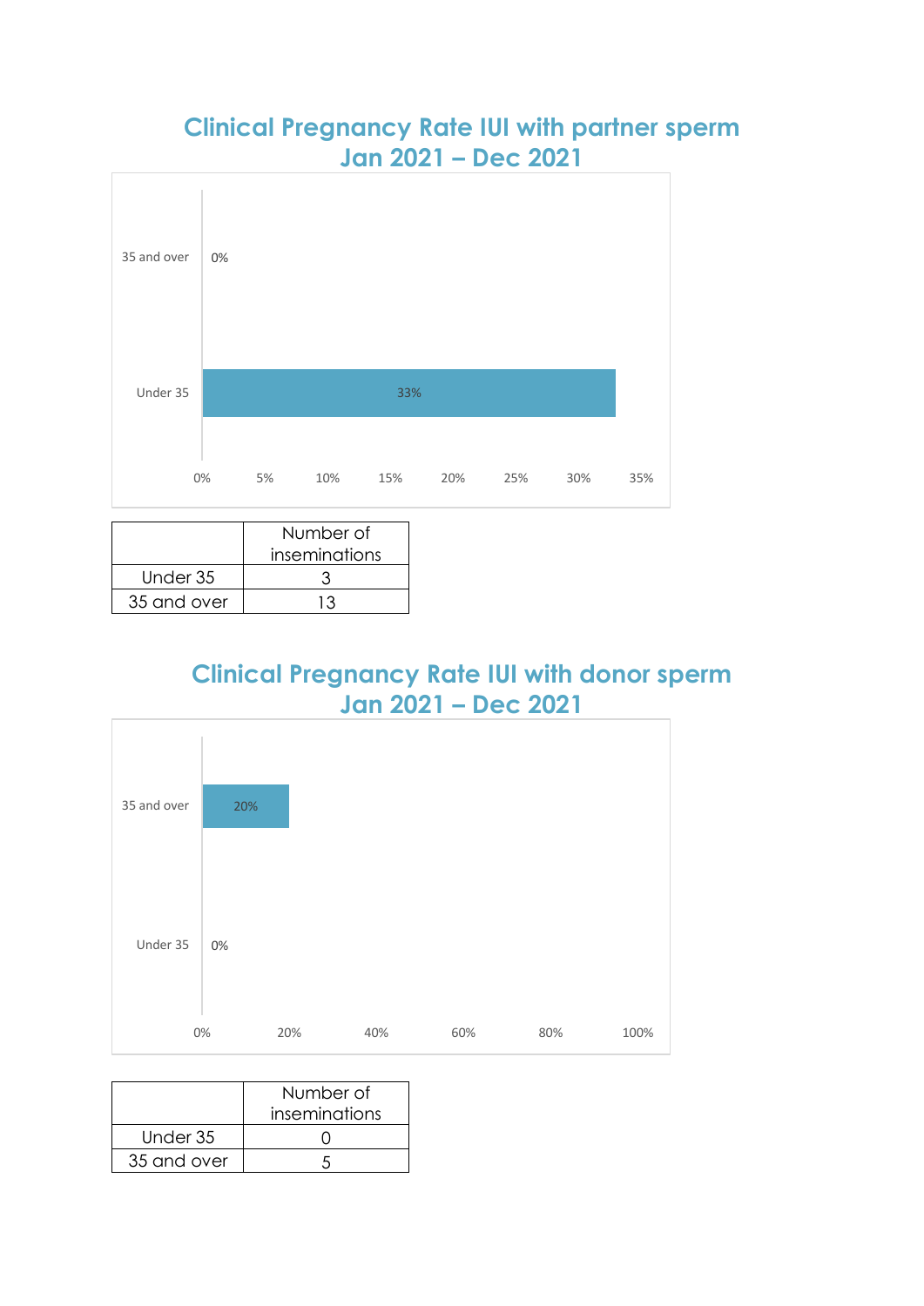## Clinical Pregnancy Rate IUI with partner sperm Jan 2021 – Dec 2021

35 and over 0%

Under 35 33%

0% 5% 10% 15% 20% 25% 30% 35%

| | Number of inseminations |
|---|---|
| Under 35 | 3 |
| 35 and over | 13 |

## Clinical Pregnancy Rate IUI with donor sperm Jan 2021 – Dec 2021

35 and over 20%

Under 35 0%

0% 20% 40% 60% 80% 100%

| | Number of inseminations |
|---|---|
| Under 35 | 0 |
| 35 and over | 5 |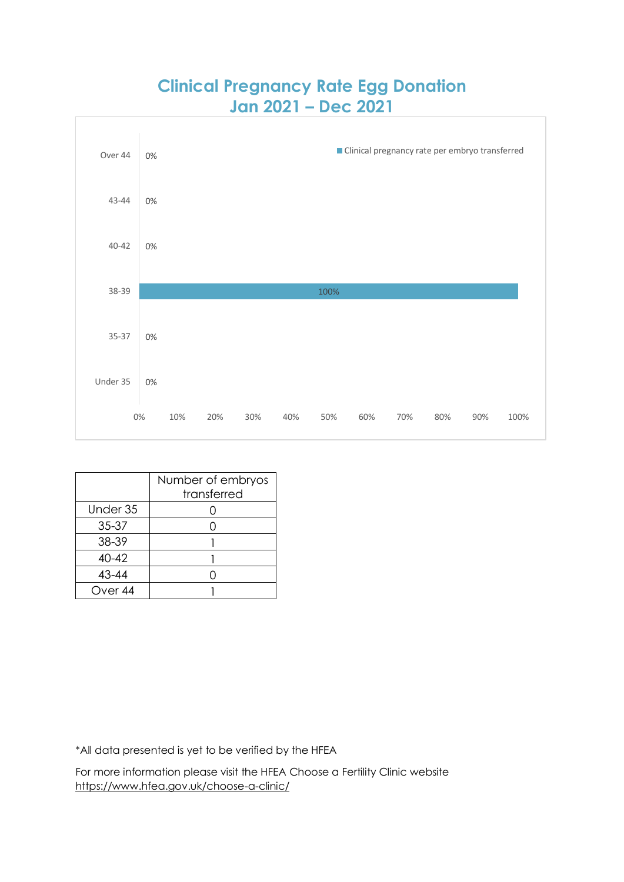## Clinical Pregnancy Rate Egg Donation
## Jan 2021 – Dec 2021

Clinical pregnancy rate per embryo transferred

Over 44 0%
43-44 0%
40-42 0%
38-39 100%
35-37 0%
Under 35 0%

0% 10% 20% 30% 40% 50% 60% 70% 80% 90% 100%

| | Number of embryos transferred |
|---|---|
| Under 35 | 0 |
| 35-37 | 0 |
| 38-39 | 1 |
| 40-42 | 1 |
| 43-44 | 0 |
| Over 44 | 1 |

*All data presented is yet to be verified by the HFEA

For more information please visit the HFEA Choose a Fertility Clinic website https://www.hfea.gov.uk/choose-a-clinic/